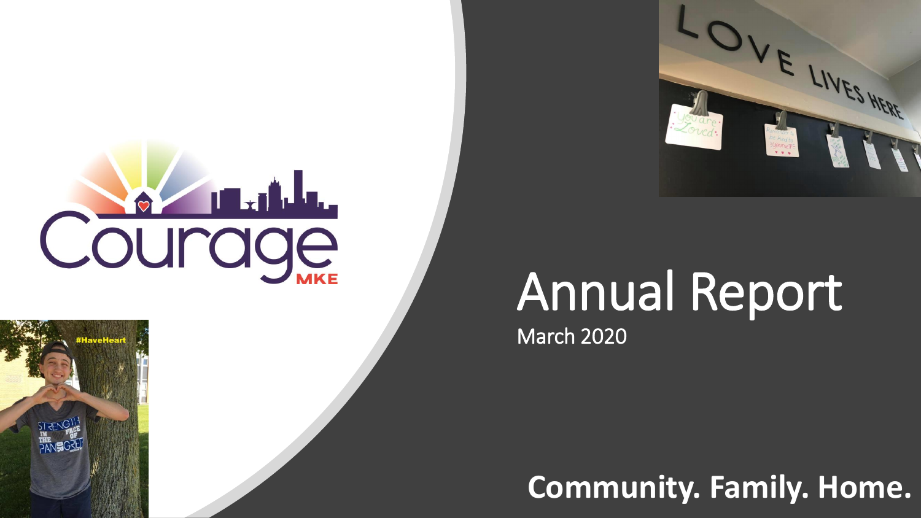# Annual Report

March 2020

**Community. Family. Home.**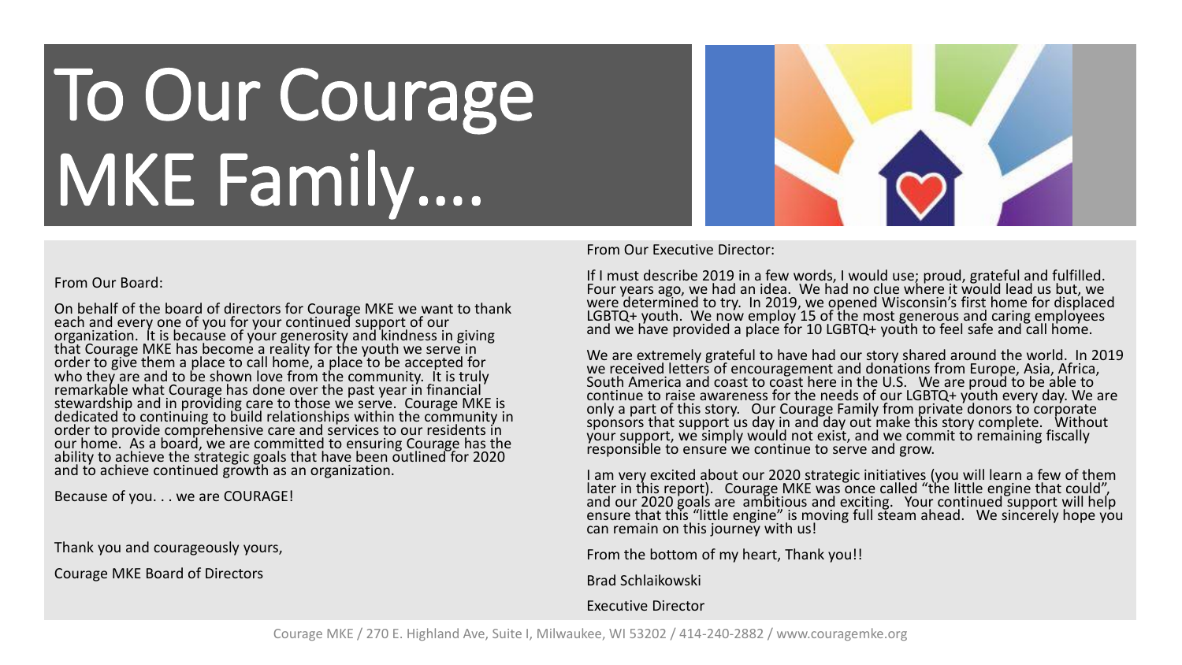# To Our Courage MKE Family….

From Our Board:

On behalf of the board of directors for Courage MKE we want to thank each and every one of you for your continued support of our organization. It is because of your generosity and kindness in giving that Courage MKE has become a reality for the youth we serve in order to give them a place to call home, a place to be accepted for who they are and to be shown love from the community. It is truly remarkable what Courage has done over the past year in financial stewardship and in providing care to those we serve. Courage MKE is dedicated to continuing to build relationships within the community in order to provide comprehensive care and services to our residents in our home. As a board, we are committed to ensuring Courage has the ability to achieve the strategic goals that have been outlined for 2020 and to achieve continued growth as an organization.

Because of you. . . we are COURAGE!

Thank you and courageously yours,

Courage MKE Board of Directors

From Our Executive Director:

If I must describe 2019 in a few words, I would use; proud, grateful and fulfilled. Four years ago, we had an idea. We had no clue where it would lead us but, we were determined to try. In 2019, we opened Wisconsin's first home for displaced LGBTQ+ youth. We now employ 15 of the most generous and caring employees and we have provided a place for 10 LGBTQ+ youth to feel safe and call home.

We are extremely grateful to have had our story shared around the world. In 2019 we received letters of encouragement and donations from Europe, Asia, Africa, South America and coast to coast here in the U.S. We are proud to be able to continue to raise awareness for the needs of our LGBTQ+ youth every day. We are only a part of this story. Our Courage Family from private donors to corporate sponsors that support us day in and day out make this story complete. Without your support, we simply would not exist, and we commit to remaining fiscally responsible to ensure we continue to serve and grow.

I am very excited about our 2020 strategic initiatives (you will learn a few of them later in this report). Courage MKE was once called "the little engine that could", and our 2020 goals are ambitious and exciting. Your continued support will help ensure that this "little engine" is moving full steam ahead. We sincerely hope you can remain on this journey with us!

From the bottom of my heart, Thank you!!

Brad Schlaikowski

Executive Director

Courage MKE / 270 E. Highland Ave, Suite I, Milwaukee, WI 53202 / 414-240-2882 / www.couragemke.org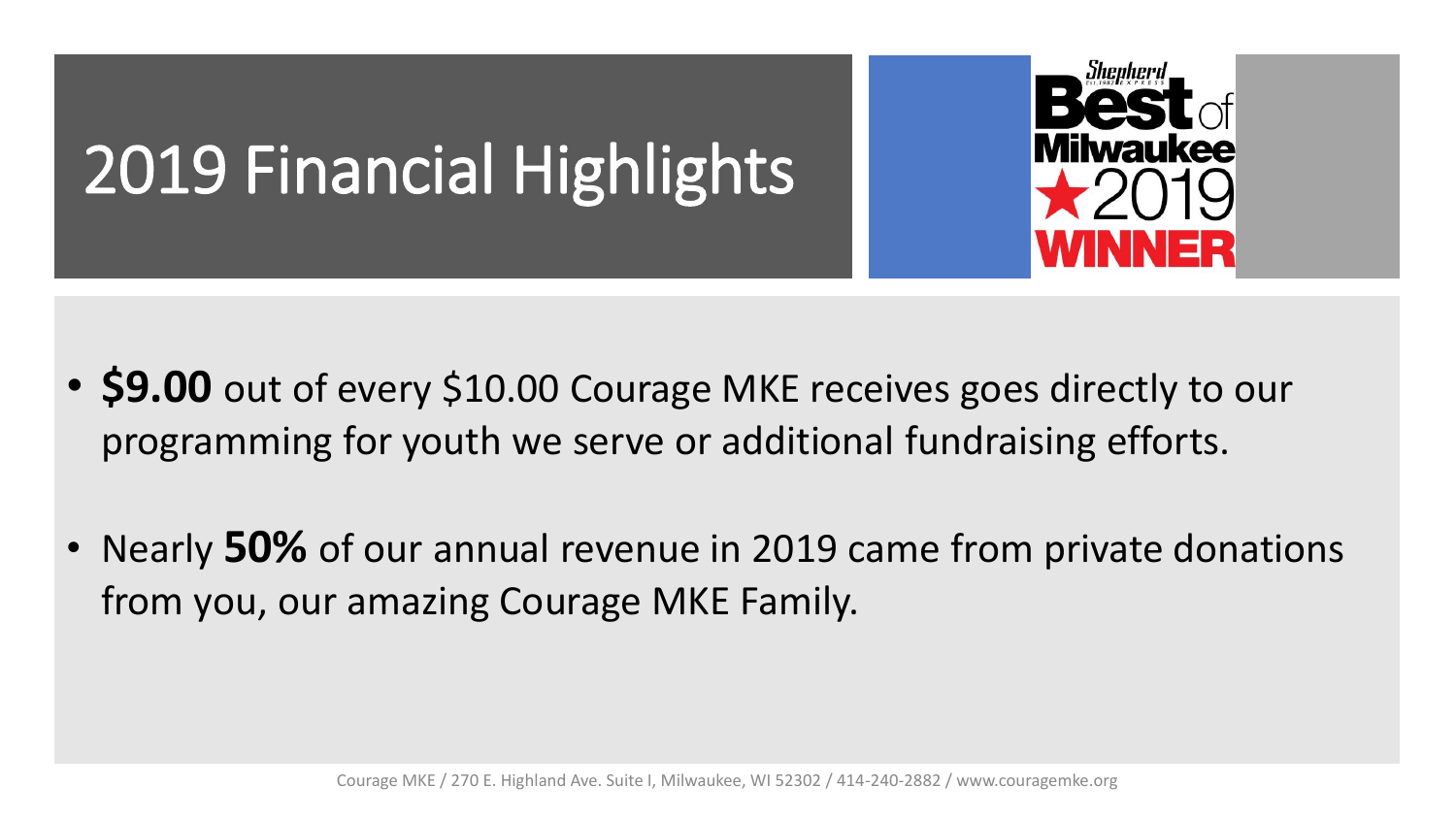# 2019 Financial Highlights

- **$9.00** out of every $10.00 Courage MKE receives goes directly to our programming for youth we serve or additional fundraising efforts.
- Nearly **50%** of our annual revenue in 2019 came from private donations from you, our amazing Courage MKE Family.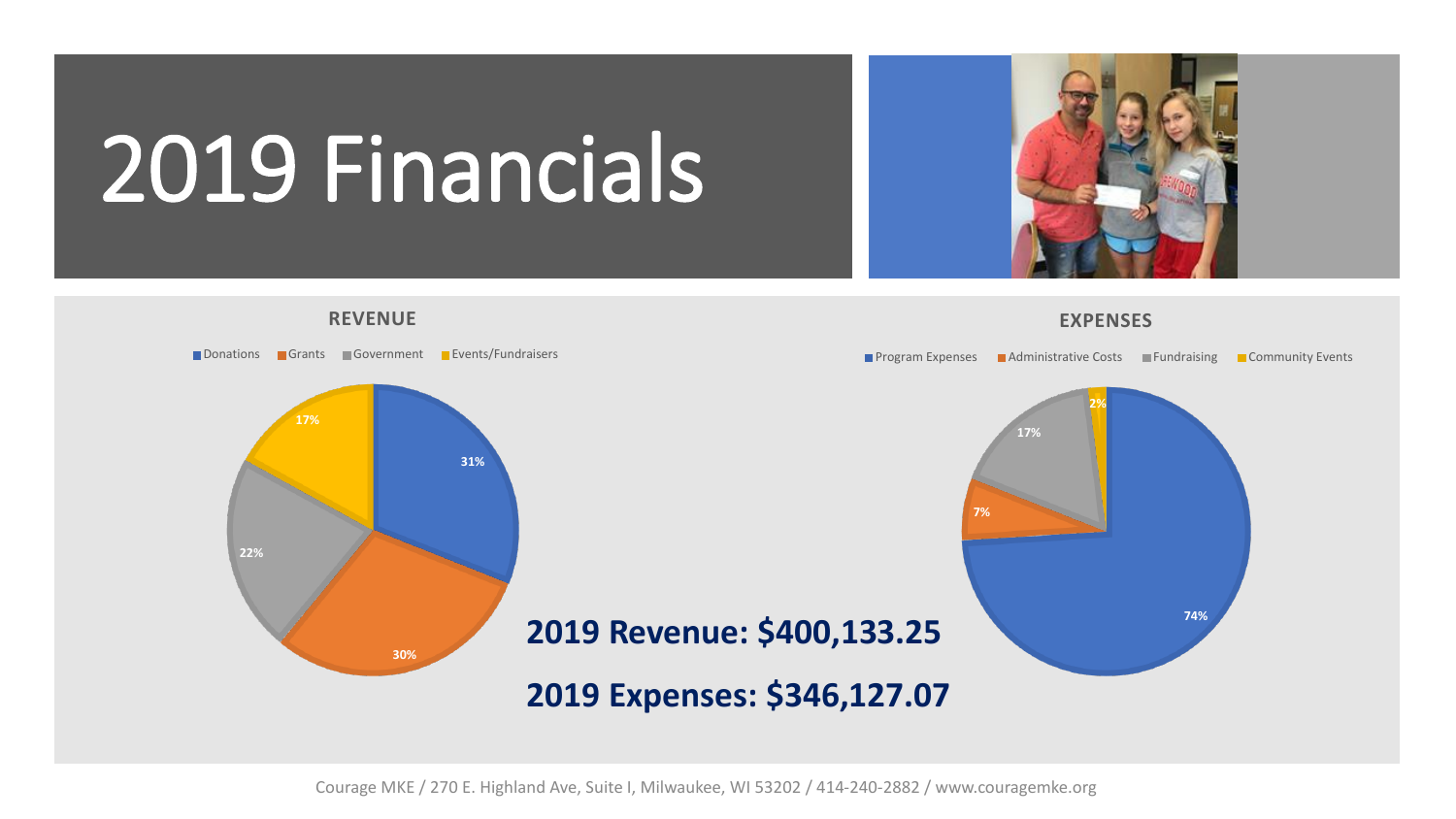# 2019 Financials

**REVENUE**

| Category | Percentage |
| --- | --- |
| Donations | 31% |
| Grants | 30% |
| Government | 22% |
| Events/Fundraisers | 17% |

**EXPENSES**

| Category | Percentage |
| --- | --- |
| Program Expenses | 74% |
| Administrative Costs | 7% |
| Fundraising | 17% |
| Community Events | 2% |

**2019 Revenue: $400,133.25**

**2019 Expenses: $346,127.07**

Courage MKE / 270 E. Highland Ave, Suite I, Milwaukee, WI 53202 / 414-240-2882 / www.couragemke.org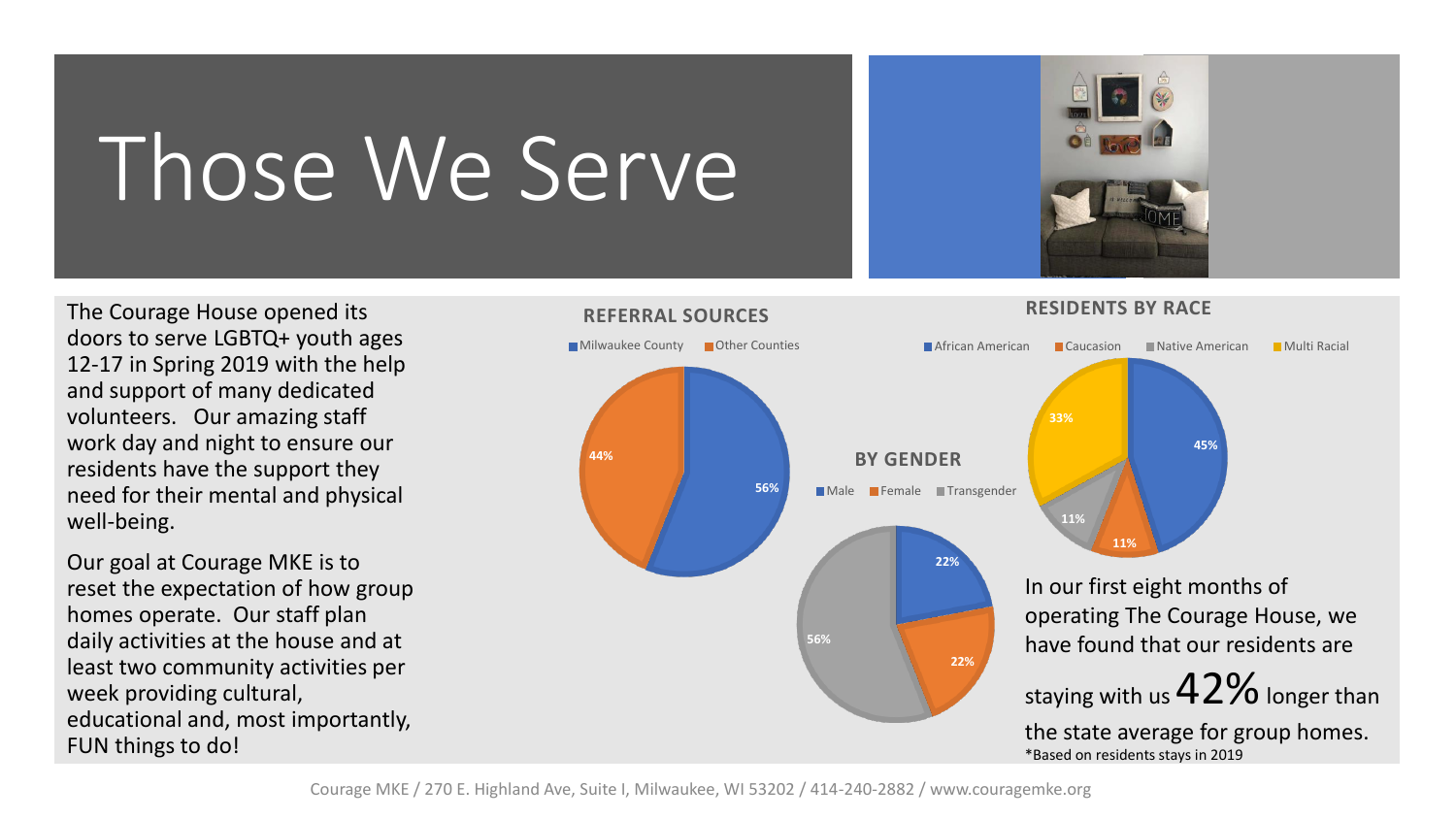# Those We Serve

The Courage House opened its doors to serve LGBTQ+ youth ages 12-17 in Spring 2019 with the help and support of many dedicated volunteers. Our amazing staff work day and night to ensure our residents have the support they need for their mental and physical well-being.

Our goal at Courage MKE is to reset the expectation of how group homes operate. Our staff plan daily activities at the house and at least two community activities per week providing cultural, educational and, most importantly, FUN things to do!

**REFERRAL SOURCES**

| Source | Percent |
|---|---|
| Milwaukee County | 56% |
| Other Counties | 44% |

**BY GENDER**

| Gender | Percent |
|---|---|
| Male | 22% |
| Female | 22% |
| Transgender | 56% |

**RESIDENTS BY RACE**

| Race | Percent |
|---|---|
| African American | 45% |
| Caucasion | 11% |
| Native American | 11% |
| Multi Racial | 33% |

In our first eight months of operating The Courage House, we have found that our residents are staying with us **42%** longer than the state average for group homes.

*Based on residents stays in 2019

Courage MKE / 270 E. Highland Ave, Suite I, Milwaukee, WI 53202 / 414-240-2882 / www.couragemke.org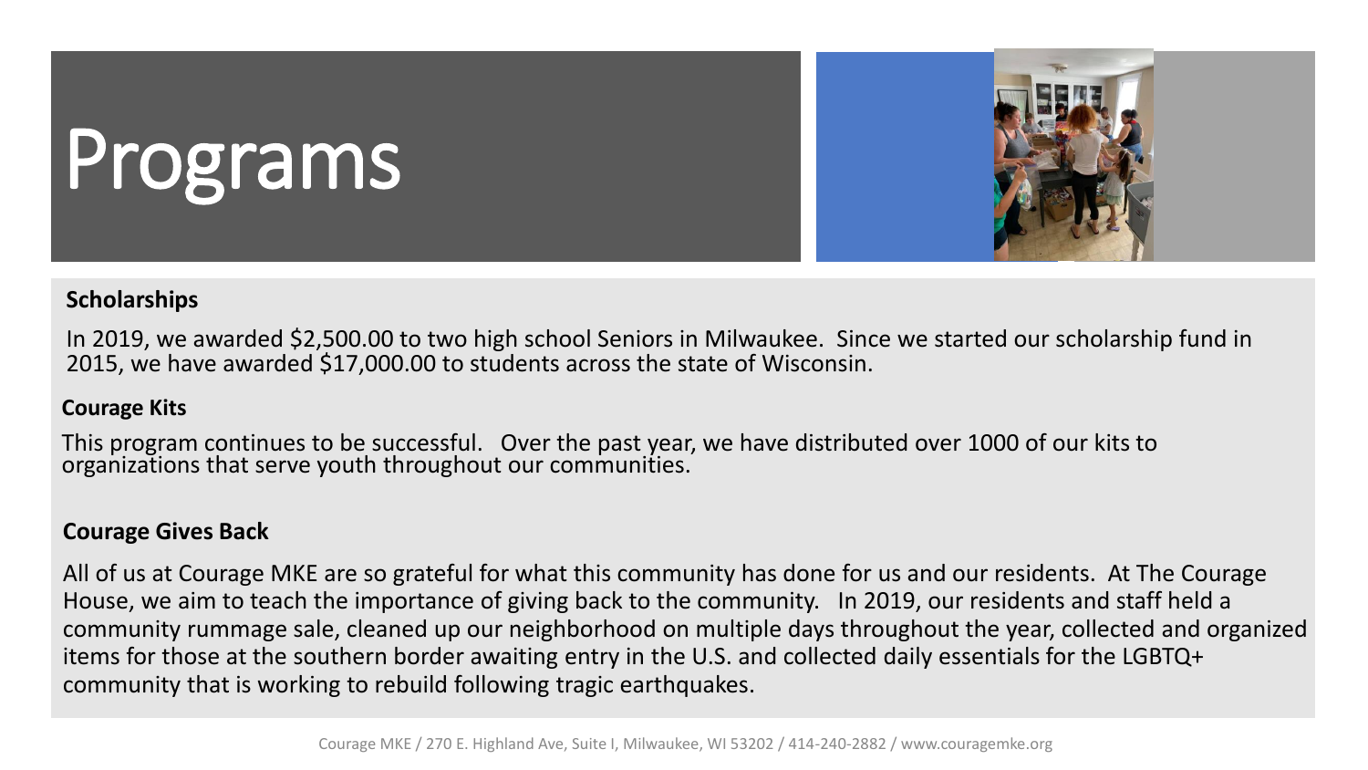# Programs

**Scholarships**

In 2019, we awarded $2,500.00 to two high school Seniors in Milwaukee. Since we started our scholarship fund in 2015, we have awarded $17,000.00 to students across the state of Wisconsin.

**Courage Kits**

This program continues to be successful. Over the past year, we have distributed over 1000 of our kits to organizations that serve youth throughout our communities.

**Courage Gives Back**

All of us at Courage MKE are so grateful for what this community has done for us and our residents. At The Courage House, we aim to teach the importance of giving back to the community. In 2019, our residents and staff held a community rummage sale, cleaned up our neighborhood on multiple days throughout the year, collected and organized items for those at the southern border awaiting entry in the U.S. and collected daily essentials for the LGBTQ+ community that is working to rebuild following tragic earthquakes.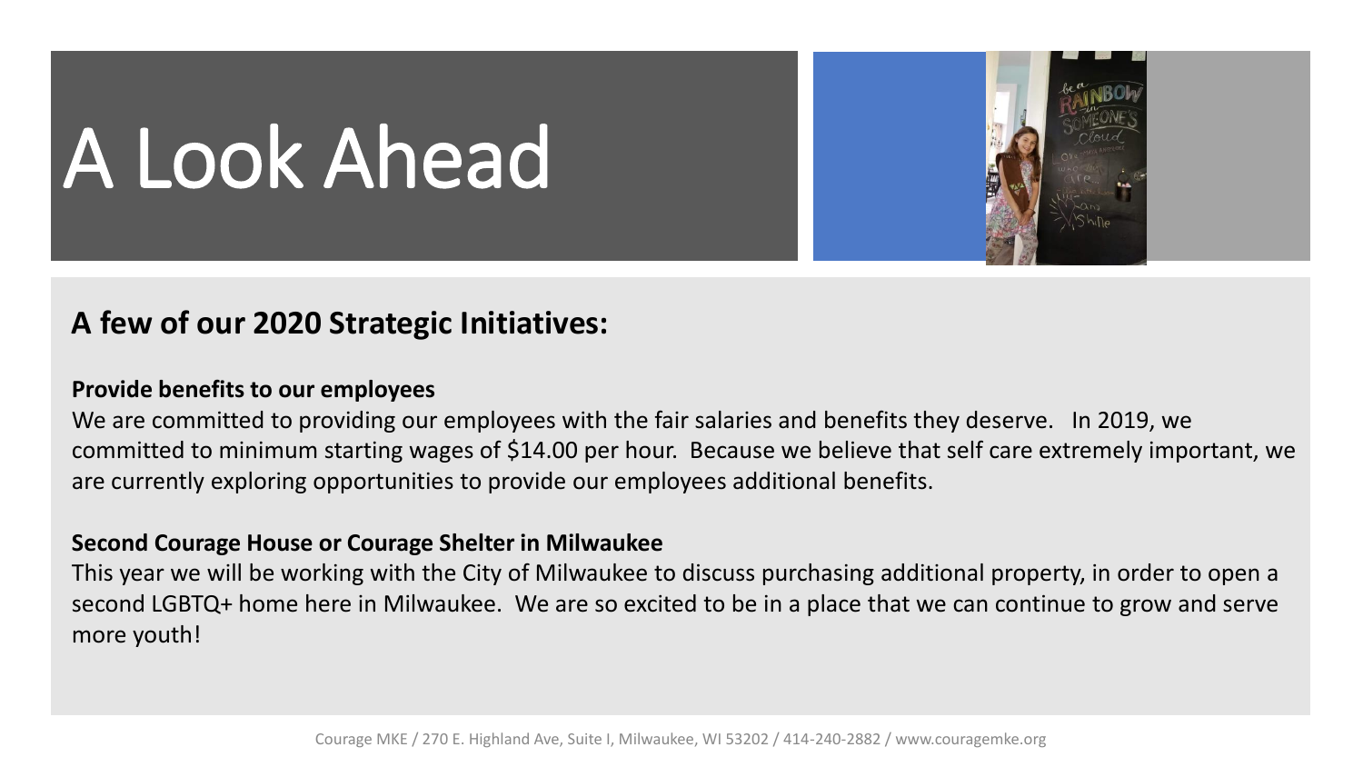# A Look Ahead

## A few of our 2020 Strategic Initiatives:

**Provide benefits to our employees**

We are committed to providing our employees with the fair salaries and benefits they deserve. In 2019, we committed to minimum starting wages of $14.00 per hour. Because we believe that self care extremely important, we are currently exploring opportunities to provide our employees additional benefits.

**Second Courage House or Courage Shelter in Milwaukee**

This year we will be working with the City of Milwaukee to discuss purchasing additional property, in order to open a second LGBTQ+ home here in Milwaukee. We are so excited to be in a place that we can continue to grow and serve more youth!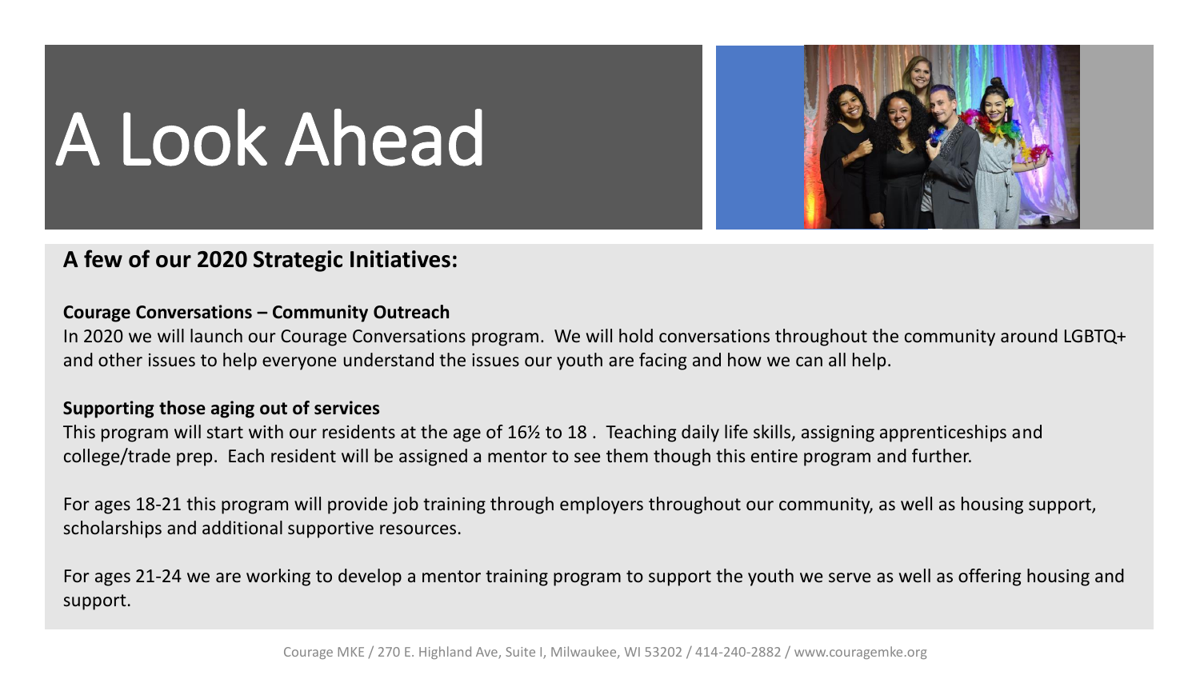# A Look Ahead

**A few of our 2020 Strategic Initiatives:**

**Courage Conversations – Community Outreach**

In 2020 we will launch our Courage Conversations program. We will hold conversations throughout the community around LGBTQ+ and other issues to help everyone understand the issues our youth are facing and how we can all help.

**Supporting those aging out of services**

This program will start with our residents at the age of 16½ to 18 . Teaching daily life skills, assigning apprenticeships and college/trade prep. Each resident will be assigned a mentor to see them though this entire program and further.

For ages 18-21 this program will provide job training through employers throughout our community, as well as housing support, scholarships and additional supportive resources.

For ages 21-24 we are working to develop a mentor training program to support the youth we serve as well as offering housing and support.

Courage MKE / 270 E. Highland Ave, Suite I, Milwaukee, WI 53202 / 414-240-2882 / www.couragemke.org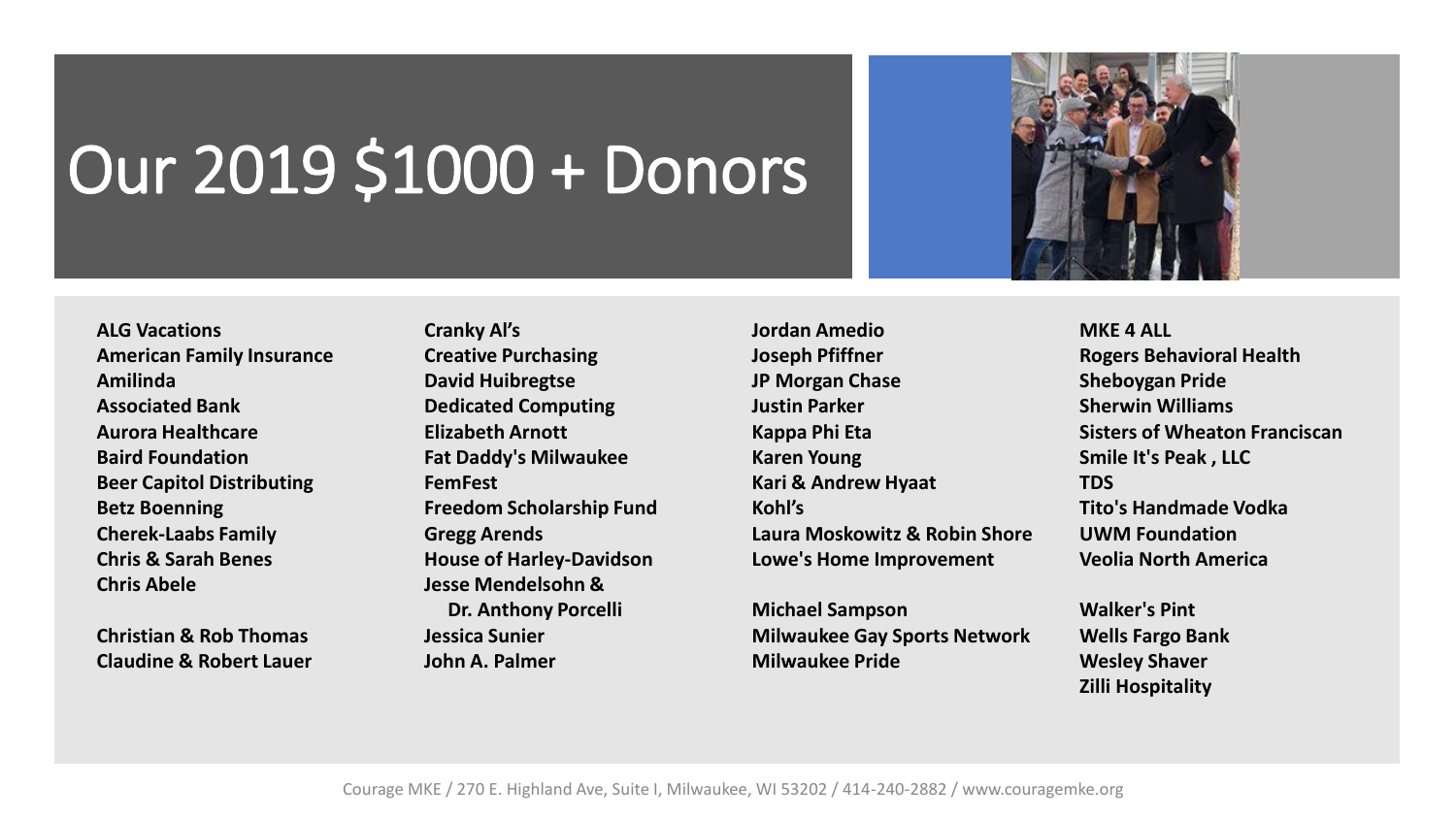# Our 2019 $1000 + Donors

**ALG Vacations**
**American Family Insurance**
**Amilinda**
**Associated Bank**
**Aurora Healthcare**
**Baird Foundation**
**Beer Capitol Distributing**
**Betz Boenning**
**Cherek-Laabs Family**
**Chris & Sarah Benes**
**Chris Abele**

**Christian & Rob Thomas**
**Claudine & Robert Lauer**

**Cranky Al's**
**Creative Purchasing**
**David Huibregtse**
**Dedicated Computing**
**Elizabeth Arnott**
**Fat Daddy's Milwaukee**
**FemFest**
**Freedom Scholarship Fund**
**Gregg Arends**
**House of Harley-Davidson**
**Jesse Mendelsohn & Dr. Anthony Porcelli**
**Jessica Sunier**
**John A. Palmer**

**Jordan Amedio**
**Joseph Pfiffner**
**JP Morgan Chase**
**Justin Parker**
**Kappa Phi Eta**
**Karen Young**
**Kari & Andrew Hyaat**
**Kohl's**
**Laura Moskowitz & Robin Shore**
**Lowe's Home Improvement**

**Michael Sampson**
**Milwaukee Gay Sports Network**
**Milwaukee Pride**

**MKE 4 ALL**
**Rogers Behavioral Health**
**Sheboygan Pride**
**Sherwin Williams**
**Sisters of Wheaton Franciscan**
**Smile It's Peak , LLC**
**TDS**
**Tito's Handmade Vodka**
**UWM Foundation**
**Veolia North America**

**Walker's Pint**
**Wells Fargo Bank**
**Wesley Shaver**
**Zilli Hospitality**

Courage MKE / 270 E. Highland Ave, Suite I, Milwaukee, WI 53202 / 414-240-2882 / www.couragemke.org